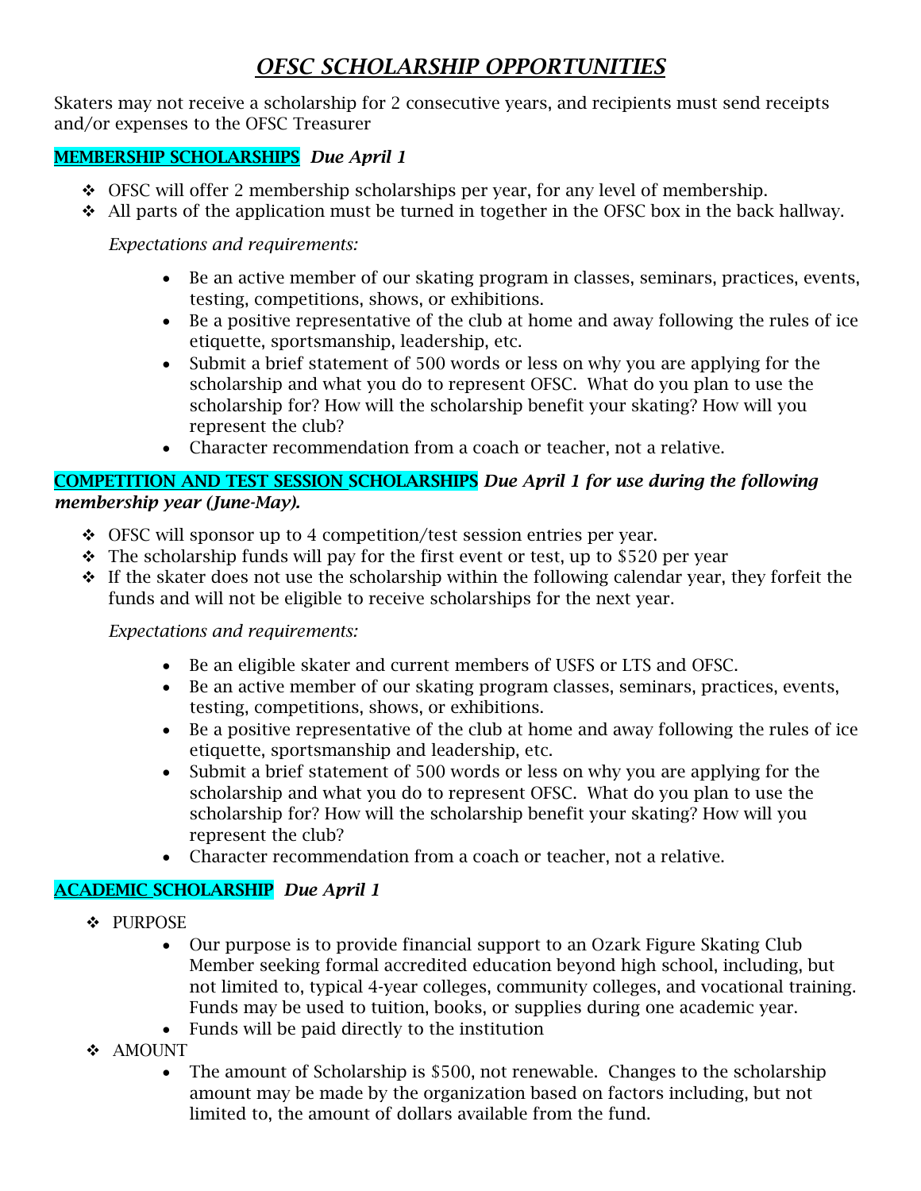# *OFSC SCHOLARSHIP OPPORTUNITIES*

Skaters may not receive a scholarship for 2 consecutive years, and recipients must send receipts and/or expenses to the OFSC Treasurer

## MEMBERSHIP SCHOLARSHIPS *Due April 1*

- OFSC will offer 2 membership scholarships per year, for any level of membership.
- All parts of the application must be turned in together in the OFSC box in the back hallway.

*Expectations and requirements:*

- Be an active member of our skating program in classes, seminars, practices, events, testing, competitions, shows, or exhibitions.
- Be a positive representative of the club at home and away following the rules of ice etiquette, sportsmanship, leadership, etc.
- Submit a brief statement of 500 words or less on why you are applying for the scholarship and what you do to represent OFSC. What do you plan to use the scholarship for? How will the scholarship benefit your skating? How will you represent the club?
- Character recommendation from a coach or teacher, not a relative.

## COMPETITION AND TEST SESSION SCHOLARSHIPS *Due April 1 for use during the following membership year (June-May).*

- OFSC will sponsor up to 4 competition/test session entries per year.
- The scholarship funds will pay for the first event or test, up to $520 per year
- If the skater does not use the scholarship within the following calendar year, they forfeit the funds and will not be eligible to receive scholarships for the next year.

*Expectations and requirements:*

- Be an eligible skater and current members of USFS or LTS and OFSC.
- Be an active member of our skating program classes, seminars, practices, events, testing, competitions, shows, or exhibitions.
- Be a positive representative of the club at home and away following the rules of ice etiquette, sportsmanship and leadership, etc.
- Submit a brief statement of 500 words or less on why you are applying for the scholarship and what you do to represent OFSC. What do you plan to use the scholarship for? How will the scholarship benefit your skating? How will you represent the club?
- Character recommendation from a coach or teacher, not a relative.

## ACADEMIC SCHOLARSHIP *Due April 1*

- PURPOSE
  - Our purpose is to provide financial support to an Ozark Figure Skating Club Member seeking formal accredited education beyond high school, including, but not limited to, typical 4-year colleges, community colleges, and vocational training. Funds may be used to tuition, books, or supplies during one academic year.
  - Funds will be paid directly to the institution
- AMOUNT
  - The amount of Scholarship is $500, not renewable. Changes to the scholarship amount may be made by the organization based on factors including, but not limited to, the amount of dollars available from the fund.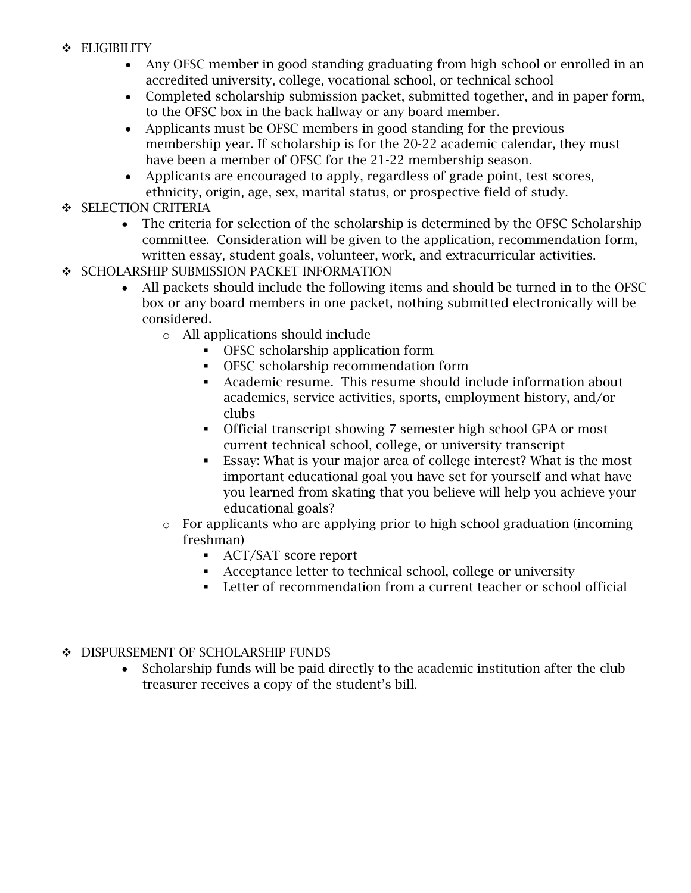- ELIGIBILITY
  - Any OFSC member in good standing graduating from high school or enrolled in an accredited university, college, vocational school, or technical school
  - Completed scholarship submission packet, submitted together, and in paper form, to the OFSC box in the back hallway or any board member.
  - Applicants must be OFSC members in good standing for the previous membership year. If scholarship is for the 20-22 academic calendar, they must have been a member of OFSC for the 21-22 membership season.
  - Applicants are encouraged to apply, regardless of grade point, test scores, ethnicity, origin, age, sex, marital status, or prospective field of study.
- SELECTION CRITERIA
  - The criteria for selection of the scholarship is determined by the OFSC Scholarship committee. Consideration will be given to the application, recommendation form, written essay, student goals, volunteer, work, and extracurricular activities.
- SCHOLARSHIP SUBMISSION PACKET INFORMATION
  - All packets should include the following items and should be turned in to the OFSC box or any board members in one packet, nothing submitted electronically will be considered.
    - All applications should include
      - OFSC scholarship application form
      - OFSC scholarship recommendation form
      - Academic resume. This resume should include information about academics, service activities, sports, employment history, and/or clubs
      - Official transcript showing 7 semester high school GPA or most current technical school, college, or university transcript
      - Essay: What is your major area of college interest? What is the most important educational goal you have set for yourself and what have you learned from skating that you believe will help you achieve your educational goals?
    - For applicants who are applying prior to high school graduation (incoming freshman)
      - ACT/SAT score report
      - Acceptance letter to technical school, college or university
      - Letter of recommendation from a current teacher or school official

- DISPURSEMENT OF SCHOLARSHIP FUNDS
  - Scholarship funds will be paid directly to the academic institution after the club treasurer receives a copy of the student's bill.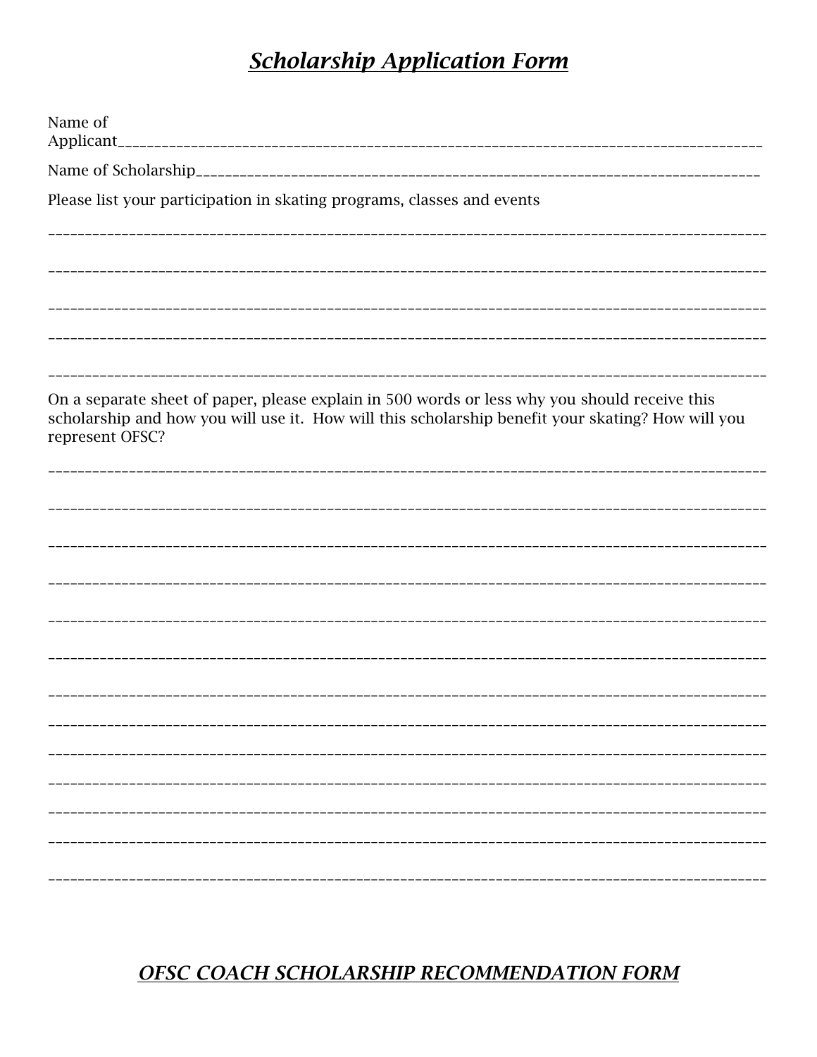# ***Scholarship Application Form***

Name of Applicant________________________________________________________________________________

Name of Scholarship______________________________________________________________________

Please list your participation in skating programs, classes and events

_____________________________________________________________________________________________

_____________________________________________________________________________________________

_____________________________________________________________________________________________

_____________________________________________________________________________________________

_____________________________________________________________________________________________

On a separate sheet of paper, please explain in 500 words or less why you should receive this scholarship and how you will use it. How will this scholarship benefit your skating? How will you represent OFSC?

_____________________________________________________________________________________________

_____________________________________________________________________________________________

_____________________________________________________________________________________________

_____________________________________________________________________________________________

_____________________________________________________________________________________________

_____________________________________________________________________________________________

_____________________________________________________________________________________________

_____________________________________________________________________________________________

_____________________________________________________________________________________________

_____________________________________________________________________________________________

_____________________________________________________________________________________________

_____________________________________________________________________________________________

_____________________________________________________________________________________________

## ***OFSC COACH SCHOLARSHIP RECOMMENDATION FORM***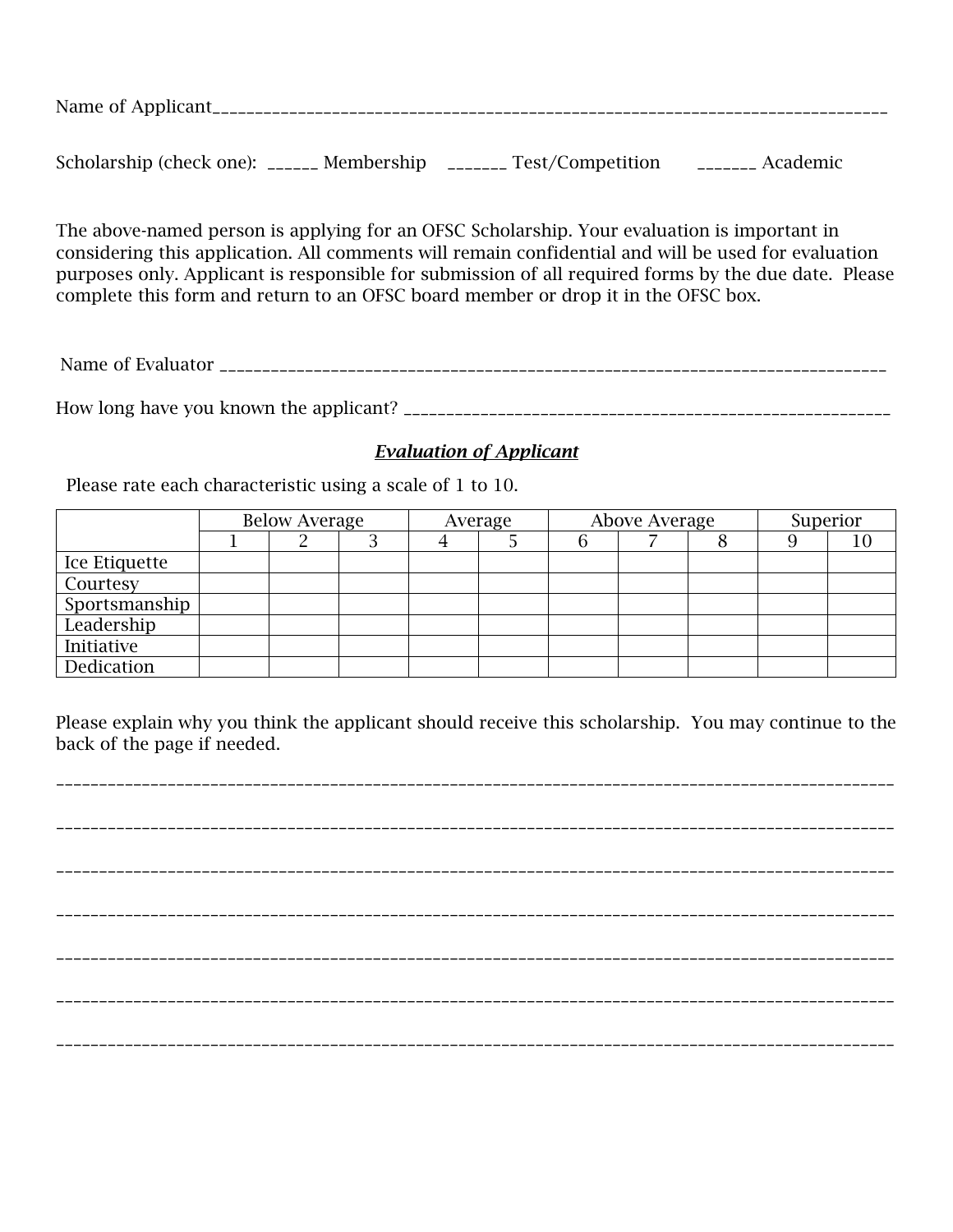Name of Applicant_______________________________________________________________________________

Scholarship (check one): ______ Membership _______ Test/Competition _______ Academic

The above-named person is applying for an OFSC Scholarship. Your evaluation is important in considering this application. All comments will remain confidential and will be used for evaluation purposes only. Applicant is responsible for submission of all required forms by the due date. Please complete this form and return to an OFSC board member or drop it in the OFSC box.

Name of Evaluator ______________________________________________________________________________

How long have you known the applicant? ________________________________________________________

***Evaluation of Applicant***

Please rate each characteristic using a scale of 1 to 10.

| | Below Average | | | Average | | Above Average | | | Superior | |
|---|---|---|---|---|---|---|---|---|---|---|
| | 1 | 2 | 3 | 4 | 5 | 6 | 7 | 8 | 9 | 10 |
| Ice Etiquette | | | | | | | | | | |
| Courtesy | | | | | | | | | | |
| Sportsmanship | | | | | | | | | | |
| Leadership | | | | | | | | | | |
| Initiative | | | | | | | | | | |
| Dedication | | | | | | | | | | |

Please explain why you think the applicant should receive this scholarship. You may continue to the back of the page if needed.

_______________________________________________________________________________________________

_______________________________________________________________________________________________

_______________________________________________________________________________________________

_______________________________________________________________________________________________

_______________________________________________________________________________________________

_______________________________________________________________________________________________

_______________________________________________________________________________________________